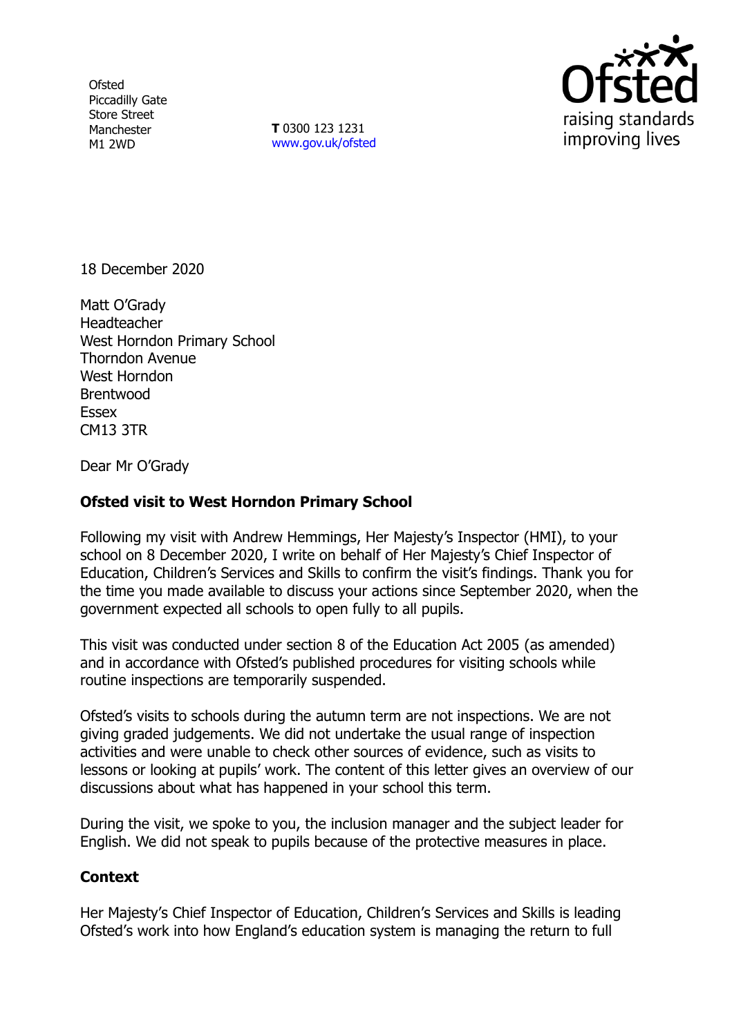Ofsted
Piccadilly Gate
Store Street
Manchester
M1 2WD

**T** 0300 123 1231
www.gov.uk/ofsted

18 December 2020

Matt O'Grady
Headteacher
West Horndon Primary School
Thorndon Avenue
West Horndon
Brentwood
Essex
CM13 3TR

Dear Mr O'Grady

**Ofsted visit to West Horndon Primary School**

Following my visit with Andrew Hemmings, Her Majesty's Inspector (HMI), to your school on 8 December 2020, I write on behalf of Her Majesty's Chief Inspector of Education, Children's Services and Skills to confirm the visit's findings. Thank you for the time you made available to discuss your actions since September 2020, when the government expected all schools to open fully to all pupils.

This visit was conducted under section 8 of the Education Act 2005 (as amended) and in accordance with Ofsted's published procedures for visiting schools while routine inspections are temporarily suspended.

Ofsted's visits to schools during the autumn term are not inspections. We are not giving graded judgements. We did not undertake the usual range of inspection activities and were unable to check other sources of evidence, such as visits to lessons or looking at pupils' work. The content of this letter gives an overview of our discussions about what has happened in your school this term.

During the visit, we spoke to you, the inclusion manager and the subject leader for English. We did not speak to pupils because of the protective measures in place.

**Context**

Her Majesty's Chief Inspector of Education, Children's Services and Skills is leading Ofsted's work into how England's education system is managing the return to full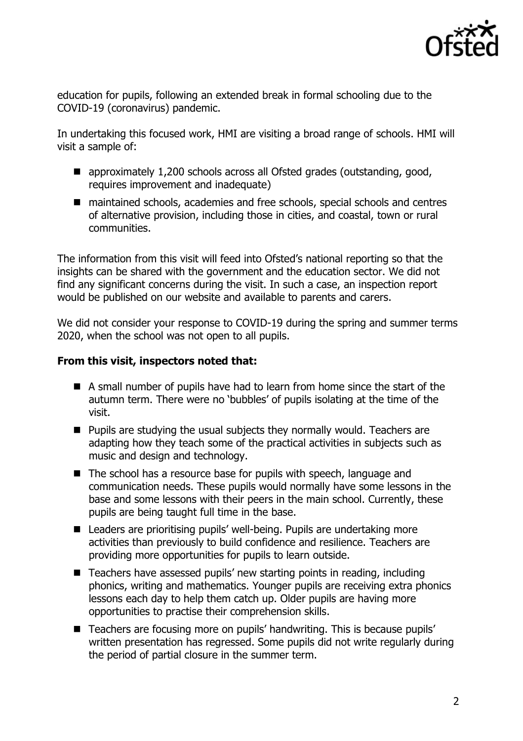education for pupils, following an extended break in formal schooling due to the COVID-19 (coronavirus) pandemic.

In undertaking this focused work, HMI are visiting a broad range of schools. HMI will visit a sample of:

- approximately 1,200 schools across all Ofsted grades (outstanding, good, requires improvement and inadequate)
- maintained schools, academies and free schools, special schools and centres of alternative provision, including those in cities, and coastal, town or rural communities.

The information from this visit will feed into Ofsted's national reporting so that the insights can be shared with the government and the education sector. We did not find any significant concerns during the visit. In such a case, an inspection report would be published on our website and available to parents and carers.

We did not consider your response to COVID-19 during the spring and summer terms 2020, when the school was not open to all pupils.

**From this visit, inspectors noted that:**

- A small number of pupils have had to learn from home since the start of the autumn term. There were no 'bubbles' of pupils isolating at the time of the visit.
- Pupils are studying the usual subjects they normally would. Teachers are adapting how they teach some of the practical activities in subjects such as music and design and technology.
- The school has a resource base for pupils with speech, language and communication needs. These pupils would normally have some lessons in the base and some lessons with their peers in the main school. Currently, these pupils are being taught full time in the base.
- Leaders are prioritising pupils' well-being. Pupils are undertaking more activities than previously to build confidence and resilience. Teachers are providing more opportunities for pupils to learn outside.
- Teachers have assessed pupils' new starting points in reading, including phonics, writing and mathematics. Younger pupils are receiving extra phonics lessons each day to help them catch up. Older pupils are having more opportunities to practise their comprehension skills.
- Teachers are focusing more on pupils' handwriting. This is because pupils' written presentation has regressed. Some pupils did not write regularly during the period of partial closure in the summer term.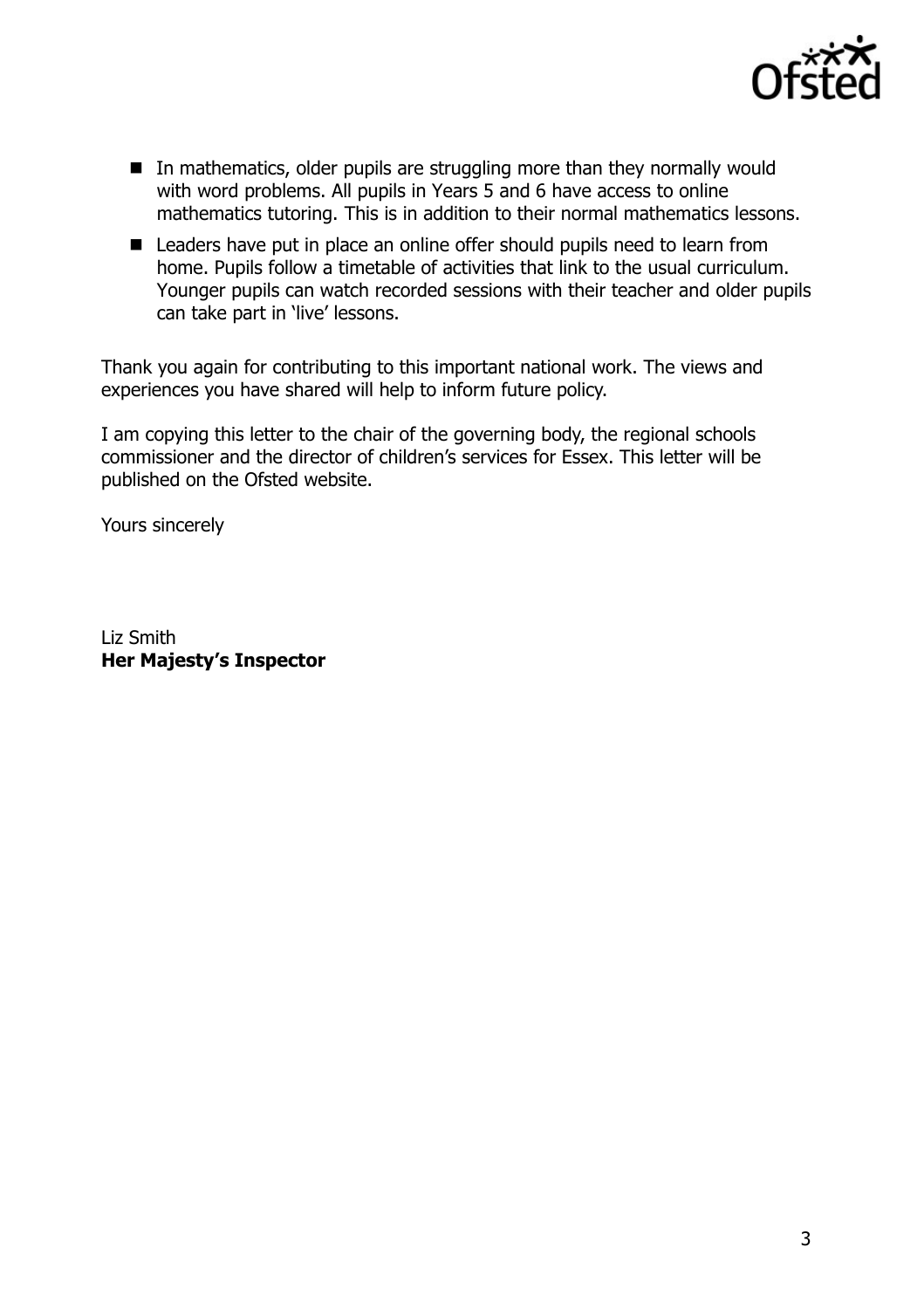- In mathematics, older pupils are struggling more than they normally would with word problems. All pupils in Years 5 and 6 have access to online mathematics tutoring. This is in addition to their normal mathematics lessons.
- Leaders have put in place an online offer should pupils need to learn from home. Pupils follow a timetable of activities that link to the usual curriculum. Younger pupils can watch recorded sessions with their teacher and older pupils can take part in 'live' lessons.

Thank you again for contributing to this important national work. The views and experiences you have shared will help to inform future policy.

I am copying this letter to the chair of the governing body, the regional schools commissioner and the director of children's services for Essex. This letter will be published on the Ofsted website.

Yours sincerely

Liz Smith
**Her Majesty's Inspector**